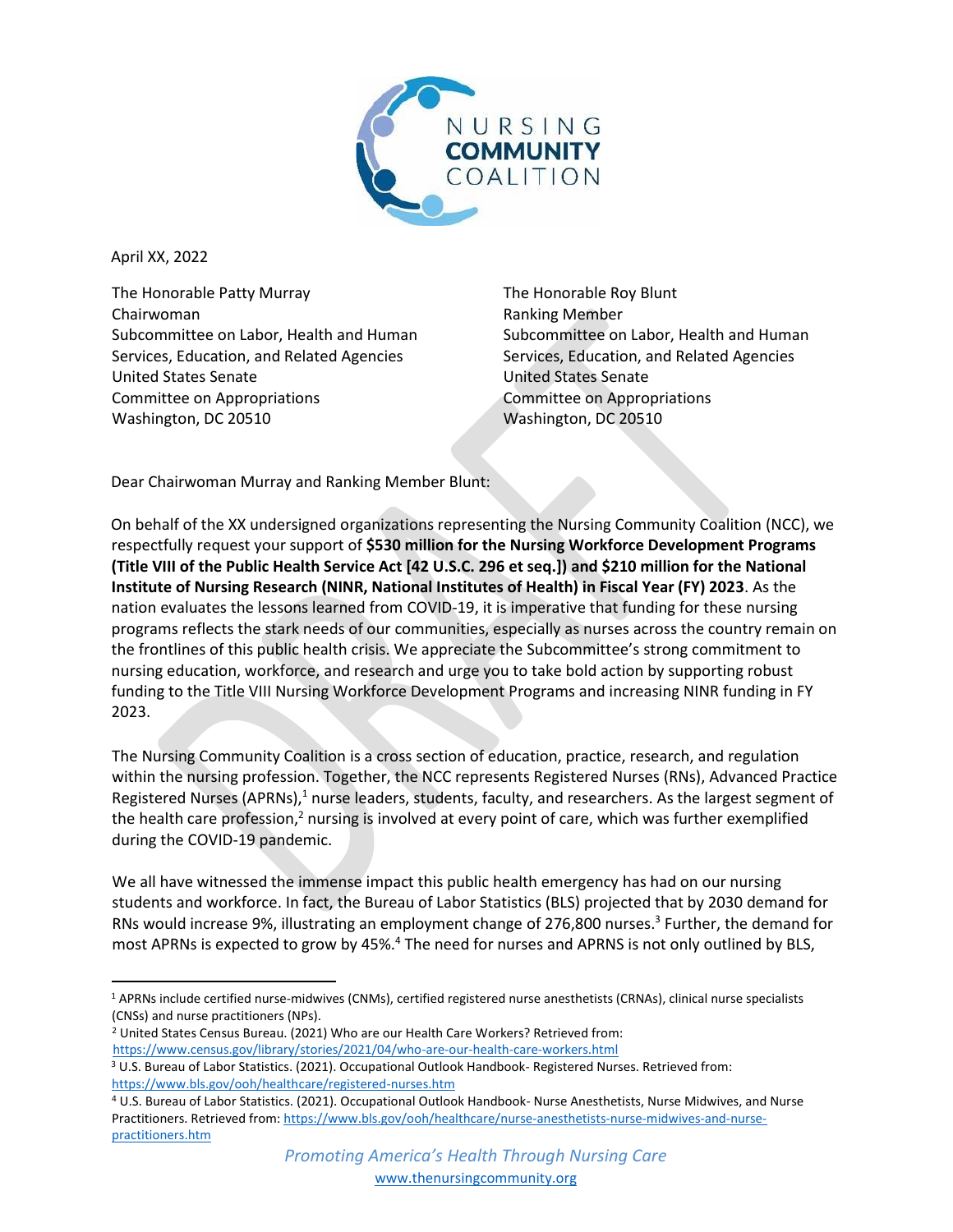NURSING COMMUNITY COALITION

April XX, 2022

The Honorable Patty Murray
Chairwoman
Subcommittee on Labor, Health and Human Services, Education, and Related Agencies
United States Senate
Committee on Appropriations
Washington, DC 20510

The Honorable Roy Blunt
Ranking Member
Subcommittee on Labor, Health and Human Services, Education, and Related Agencies
United States Senate
Committee on Appropriations
Washington, DC 20510

Dear Chairwoman Murray and Ranking Member Blunt:

On behalf of the XX undersigned organizations representing the Nursing Community Coalition (NCC), we respectfully request your support of **$530 million for the Nursing Workforce Development Programs (Title VIII of the Public Health Service Act [42 U.S.C. 296 et seq.]) and $210 million for the National Institute of Nursing Research (NINR, National Institutes of Health) in Fiscal Year (FY) 2023**. As the nation evaluates the lessons learned from COVID-19, it is imperative that funding for these nursing programs reflects the stark needs of our communities, especially as nurses across the country remain on the frontlines of this public health crisis. We appreciate the Subcommittee's strong commitment to nursing education, workforce, and research and urge you to take bold action by supporting robust funding to the Title VIII Nursing Workforce Development Programs and increasing NINR funding in FY 2023.

The Nursing Community Coalition is a cross section of education, practice, research, and regulation within the nursing profession. Together, the NCC represents Registered Nurses (RNs), Advanced Practice Registered Nurses (APRNs),[1] nurse leaders, students, faculty, and researchers. As the largest segment of the health care profession,[2] nursing is involved at every point of care, which was further exemplified during the COVID-19 pandemic.

We all have witnessed the immense impact this public health emergency has had on our nursing students and workforce. In fact, the Bureau of Labor Statistics (BLS) projected that by 2030 demand for RNs would increase 9%, illustrating an employment change of 276,800 nurses.[3] Further, the demand for most APRNs is expected to grow by 45%.[4] The need for nurses and APRNS is not only outlined by BLS,

---

[1] APRNs include certified nurse-midwives (CNMs), certified registered nurse anesthetists (CRNAs), clinical nurse specialists (CNSs) and nurse practitioners (NPs).

[2] United States Census Bureau. (2021) Who are our Health Care Workers? Retrieved from: https://www.census.gov/library/stories/2021/04/who-are-our-health-care-workers.html

[3] U.S. Bureau of Labor Statistics. (2021). Occupational Outlook Handbook- Registered Nurses. Retrieved from: https://www.bls.gov/ooh/healthcare/registered-nurses.htm

[4] U.S. Bureau of Labor Statistics. (2021). Occupational Outlook Handbook- Nurse Anesthetists, Nurse Midwives, and Nurse Practitioners. Retrieved from: https://www.bls.gov/ooh/healthcare/nurse-anesthetists-nurse-midwives-and-nurse-practitioners.htm

*Promoting America's Health Through Nursing Care*
www.thenursingcommunity.org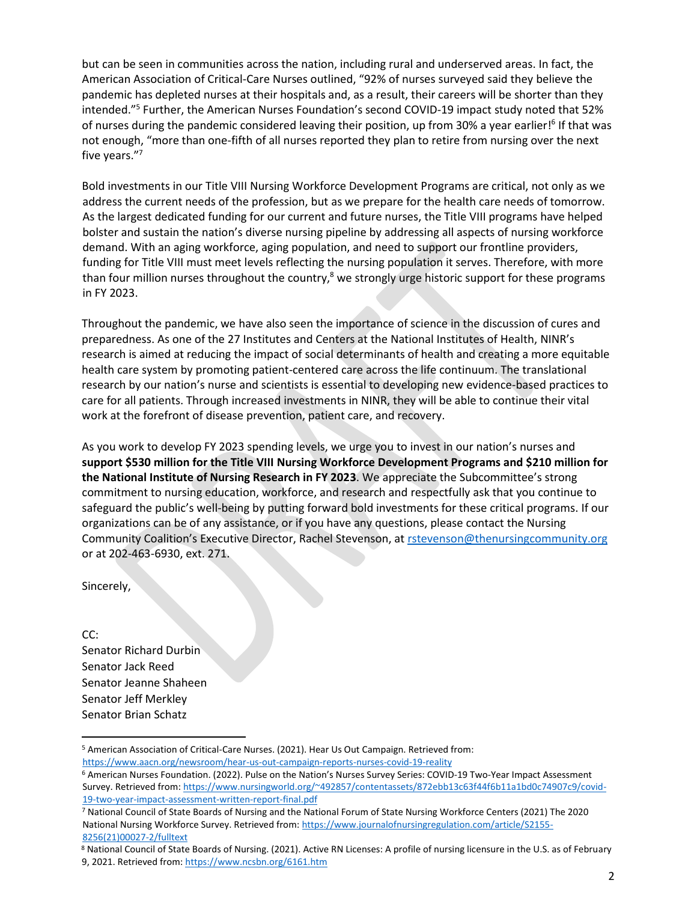but can be seen in communities across the nation, including rural and underserved areas. In fact, the American Association of Critical-Care Nurses outlined, "92% of nurses surveyed said they believe the pandemic has depleted nurses at their hospitals and, as a result, their careers will be shorter than they intended."[5] Further, the American Nurses Foundation's second COVID-19 impact study noted that 52% of nurses during the pandemic considered leaving their position, up from 30% a year earlier![6] If that was not enough, "more than one-fifth of all nurses reported they plan to retire from nursing over the next five years."[7]

Bold investments in our Title VIII Nursing Workforce Development Programs are critical, not only as we address the current needs of the profession, but as we prepare for the health care needs of tomorrow. As the largest dedicated funding for our current and future nurses, the Title VIII programs have helped bolster and sustain the nation's diverse nursing pipeline by addressing all aspects of nursing workforce demand. With an aging workforce, aging population, and need to support our frontline providers, funding for Title VIII must meet levels reflecting the nursing population it serves. Therefore, with more than four million nurses throughout the country,[8] we strongly urge historic support for these programs in FY 2023.

Throughout the pandemic, we have also seen the importance of science in the discussion of cures and preparedness. As one of the 27 Institutes and Centers at the National Institutes of Health, NINR's research is aimed at reducing the impact of social determinants of health and creating a more equitable health care system by promoting patient-centered care across the life continuum. The translational research by our nation's nurse and scientists is essential to developing new evidence-based practices to care for all patients. Through increased investments in NINR, they will be able to continue their vital work at the forefront of disease prevention, patient care, and recovery.

As you work to develop FY 2023 spending levels, we urge you to invest in our nation's nurses and **support $530 million for the Title VIII Nursing Workforce Development Programs and $210 million for the National Institute of Nursing Research in FY 2023**. We appreciate the Subcommittee's strong commitment to nursing education, workforce, and research and respectfully ask that you continue to safeguard the public's well-being by putting forward bold investments for these critical programs. If our organizations can be of any assistance, or if you have any questions, please contact the Nursing Community Coalition's Executive Director, Rachel Stevenson, at rstevenson@thenursingcommunity.org or at 202-463-6930, ext. 271.

Sincerely,

CC:
Senator Richard Durbin
Senator Jack Reed
Senator Jeanne Shaheen
Senator Jeff Merkley
Senator Brian Schatz

---

[5] American Association of Critical-Care Nurses. (2021). Hear Us Out Campaign. Retrieved from: https://www.aacn.org/newsroom/hear-us-out-campaign-reports-nurses-covid-19-reality

[6] American Nurses Foundation. (2022). Pulse on the Nation's Nurses Survey Series: COVID-19 Two-Year Impact Assessment Survey. Retrieved from: https://www.nursingworld.org/~492857/contentassets/872ebb13c63f44f6b11a1bd0c74907c9/covid-19-two-year-impact-assessment-written-report-final.pdf

[7] National Council of State Boards of Nursing and the National Forum of State Nursing Workforce Centers (2021) The 2020 National Nursing Workforce Survey. Retrieved from: https://www.journalofnursingregulation.com/article/S2155-8256(21)00027-2/fulltext

[8] National Council of State Boards of Nursing. (2021). Active RN Licenses: A profile of nursing licensure in the U.S. as of February 9, 2021. Retrieved from: https://www.ncsbn.org/6161.htm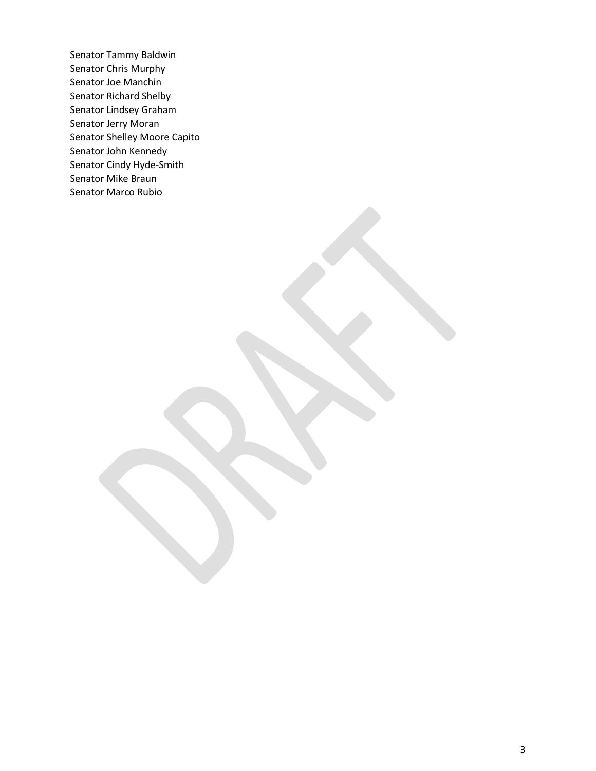Senator Tammy Baldwin
Senator Chris Murphy
Senator Joe Manchin
Senator Richard Shelby
Senator Lindsey Graham
Senator Jerry Moran
Senator Shelley Moore Capito
Senator John Kennedy
Senator Cindy Hyde-Smith
Senator Mike Braun
Senator Marco Rubio